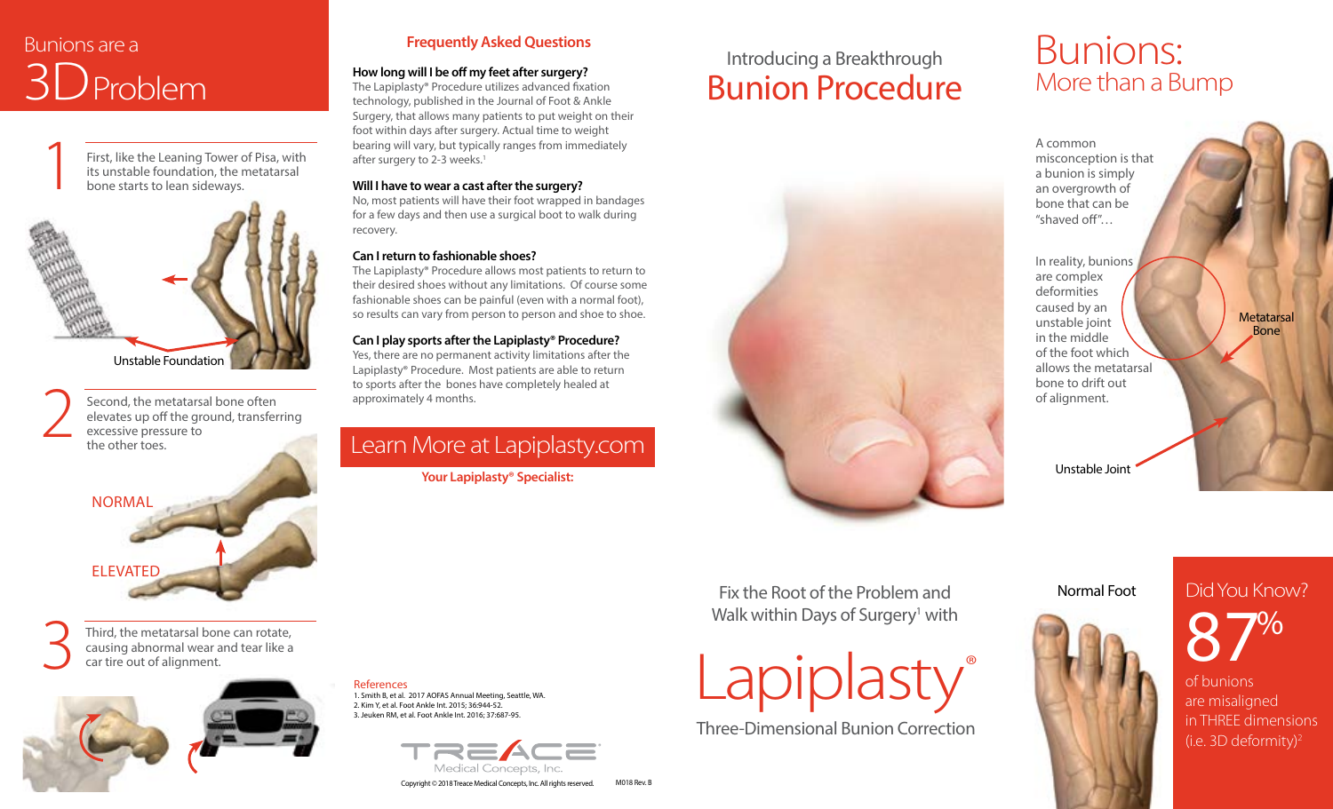# Bunions are a 3D Problem

## 1

First, like the Leaning Tower of Pisa, with its unstable foundation, the metatarsal bone starts to lean sideways.

Unstable Foundation

## 2

Second, the metatarsal bone often elevates up off the ground, transferring excessive pressure to the other toes.

NORMAL

ELEVATED

## 3

Third, the metatarsal bone can rotate, causing abnormal wear and tear like a car tire out of alignment.

## Frequently Asked Questions

**How long will I be off my feet after surgery?**
The Lapiplasty® Procedure utilizes advanced fixation technology, published in the Journal of Foot & Ankle Surgery, that allows many patients to put weight on their foot within days after surgery. Actual time to weight bearing will vary, but typically ranges from immediately after surgery to 2-3 weeks.[1]

**Will I have to wear a cast after the surgery?**
No, most patients will have their foot wrapped in bandages for a few days and then use a surgical boot to walk during recovery.

**Can I return to fashionable shoes?**
The Lapiplasty® Procedure allows most patients to return to their desired shoes without any limitations. Of course some fashionable shoes can be painful (even with a normal foot), so results can vary from person to person and shoe to shoe.

**Can I play sports after the Lapiplasty® Procedure?**
Yes, there are no permanent activity limitations after the Lapiplasty® Procedure. Most patients are able to return to sports after the bones have completely healed at approximately 4 months.

## Learn More at Lapiplasty.com

**Your Lapiplasty® Specialist:**

References
1. Smith B, et al. 2017 AOFAS Annual Meeting, Seattle, WA.
2. Kim Y, et al. Foot Ankle Int. 2015; 36:944-52.
3. Jeuken RM, et al. Foot Ankle Int. 2016; 37:687-95.

TREACE Medical Concepts, Inc.

Copyright © 2018 Treace Medical Concepts, Inc. All rights reserved. M018 Rev. B

Introducing a Breakthrough
# Bunion Procedure

Fix the Root of the Problem and Walk within Days of Surgery[1] with

# Lapiplasty®

Three-Dimensional Bunion Correction

# Bunions: More than a Bump

A common misconception is that a bunion is simply an overgrowth of bone that can be "shaved off"…

In reality, bunions are complex deformities caused by an unstable joint in the middle of the foot which allows the metatarsal bone to drift out of alignment.

Metatarsal Bone

Unstable Joint

Normal Foot

## Did You Know?

**87%** of bunions are misaligned in THREE dimensions (i.e. 3D deformity)[2]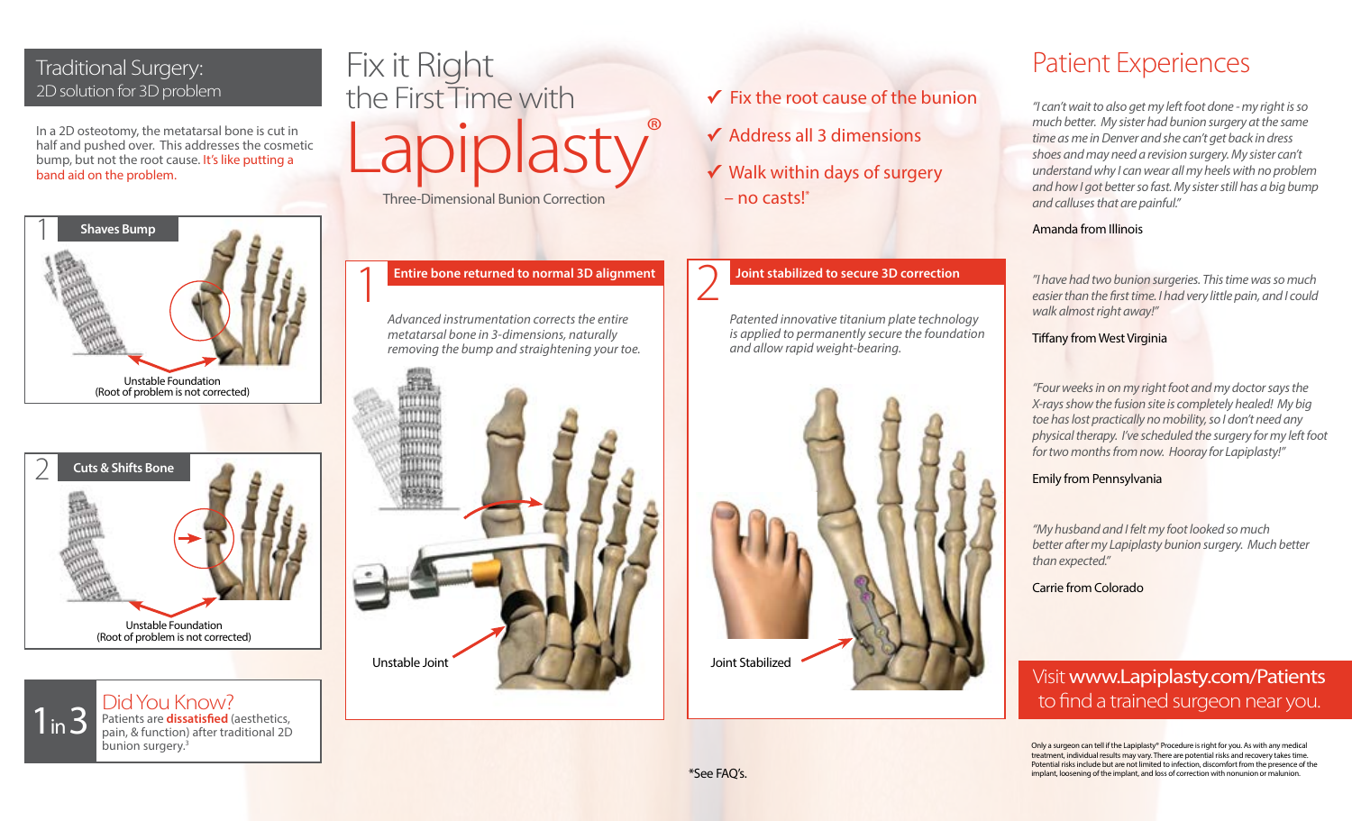## Traditional Surgery:
2D solution for 3D problem

In a 2D osteotomy, the metatarsal bone is cut in half and pushed over. This addresses the cosmetic bump, but not the root cause. It's like putting a band aid on the problem.

1 **Shaves Bump**

Unstable Foundation
(Root of problem is not corrected)

2 **Cuts & Shifts Bone**

Unstable Foundation
(Root of problem is not corrected)

**1 in 3** Did You Know?
Patients are **dissatisfied** (aesthetics, pain, & function) after traditional 2D bunion surgery.[3]

# Fix it Right the First Time with Lapiplasty®

Three-Dimensional Bunion Correction

- ✓ Fix the root cause of the bunion
- ✓ Address all 3 dimensions
- ✓ Walk within days of surgery – no casts!*

### 1 Entire bone returned to normal 3D alignment

*Advanced instrumentation corrects the entire metatarsal bone in 3-dimensions, naturally removing the bump and straightening your toe.*

Unstable Joint

### 2 Joint stabilized to secure 3D correction

*Patented innovative titanium plate technology is applied to permanently secure the foundation and allow rapid weight-bearing.*

Joint Stabilized

*See FAQ's.

## Patient Experiences

*"I can't wait to also get my left foot done - my right is so much better. My sister had bunion surgery at the same time as me in Denver and she can't get back in dress shoes and may need a revision surgery. My sister can't understand why I can wear all my heels with no problem and how I got better so fast. My sister still has a big bump and calluses that are painful."*

Amanda from Illinois

*"I have had two bunion surgeries. This time was so much easier than the first time. I had very little pain, and I could walk almost right away!"*

Tiffany from West Virginia

*"Four weeks in on my right foot and my doctor says the X-rays show the fusion site is completely healed! My big toe has lost practically no mobility, so I don't need any physical therapy. I've scheduled the surgery for my left foot for two months from now. Hooray for Lapiplasty!"*

Emily from Pennsylvania

*"My husband and I felt my foot looked so much better after my Lapiplasty bunion surgery. Much better than expected."*

Carrie from Colorado

Visit **www.Lapiplasty.com/Patients** to find a trained surgeon near you.

Only a surgeon can tell if the Lapiplasty® Procedure is right for you. As with any medical treatment, individual results may vary. There are potential risks and recovery takes time. Potential risks include but are not limited to infection, discomfort from the presence of the implant, loosening of the implant, and loss of correction with nonunion or malunion.